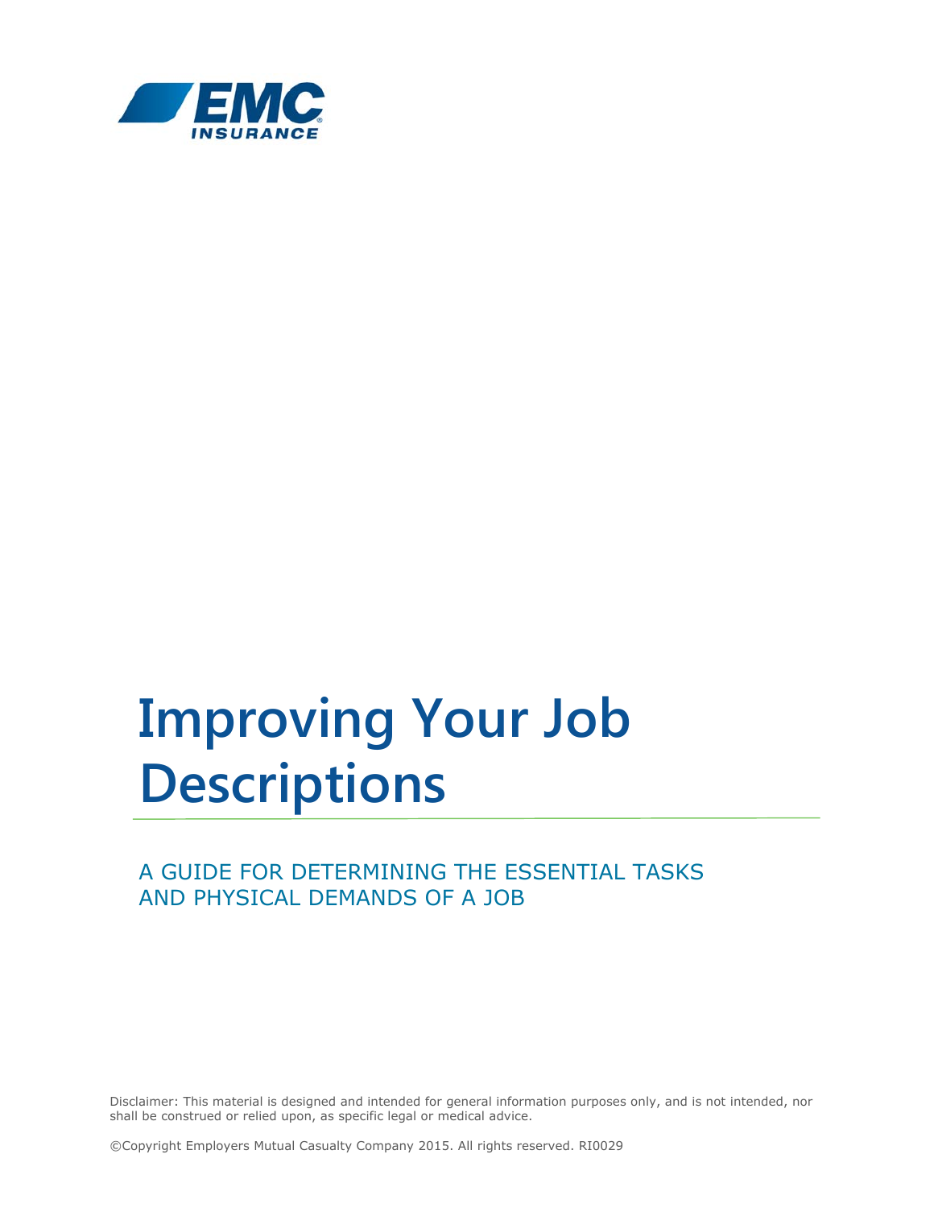EMC INSURANCE

# Improving Your Job Descriptions

## A GUIDE FOR DETERMINING THE ESSENTIAL TASKS AND PHYSICAL DEMANDS OF A JOB

Disclaimer: This material is designed and intended for general information purposes only, and is not intended, nor shall be construed or relied upon, as specific legal or medical advice.

©Copyright Employers Mutual Casualty Company 2015. All rights reserved. RI0029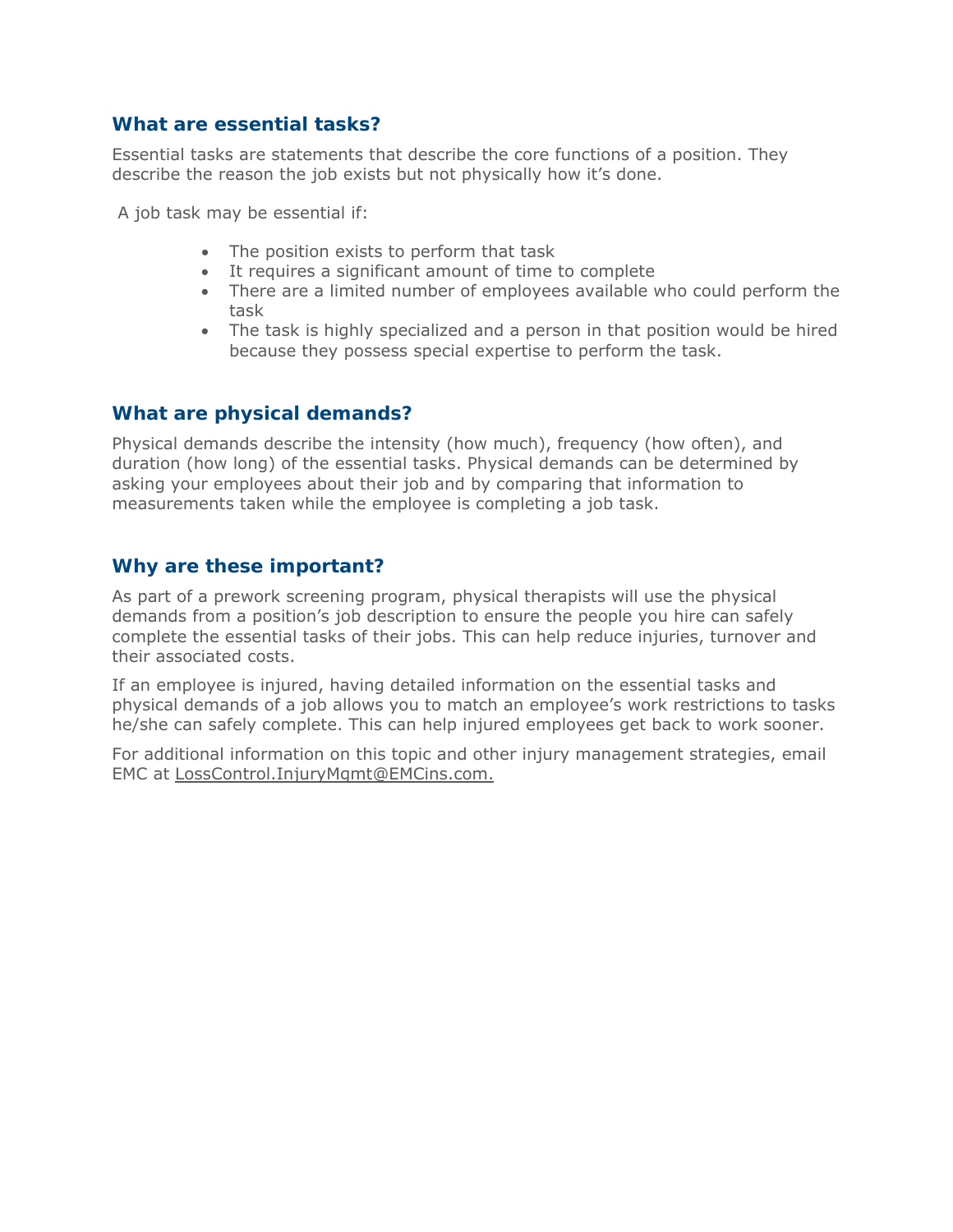## What are essential tasks?

Essential tasks are statements that describe the core functions of a position. They describe the reason the job exists but not physically how it's done.

A job task may be essential if:

- The position exists to perform that task
- It requires a significant amount of time to complete
- There are a limited number of employees available who could perform the task
- The task is highly specialized and a person in that position would be hired because they possess special expertise to perform the task.

## What are physical demands?

Physical demands describe the intensity (how much), frequency (how often), and duration (how long) of the essential tasks. Physical demands can be determined by asking your employees about their job and by comparing that information to measurements taken while the employee is completing a job task.

## Why are these important?

As part of a prework screening program, physical therapists will use the physical demands from a position's job description to ensure the people you hire can safely complete the essential tasks of their jobs. This can help reduce injuries, turnover and their associated costs.

If an employee is injured, having detailed information on the essential tasks and physical demands of a job allows you to match an employee's work restrictions to tasks he/she can safely complete. This can help injured employees get back to work sooner.

For additional information on this topic and other injury management strategies, email EMC at LossControl.InjuryMgmt@EMCins.com.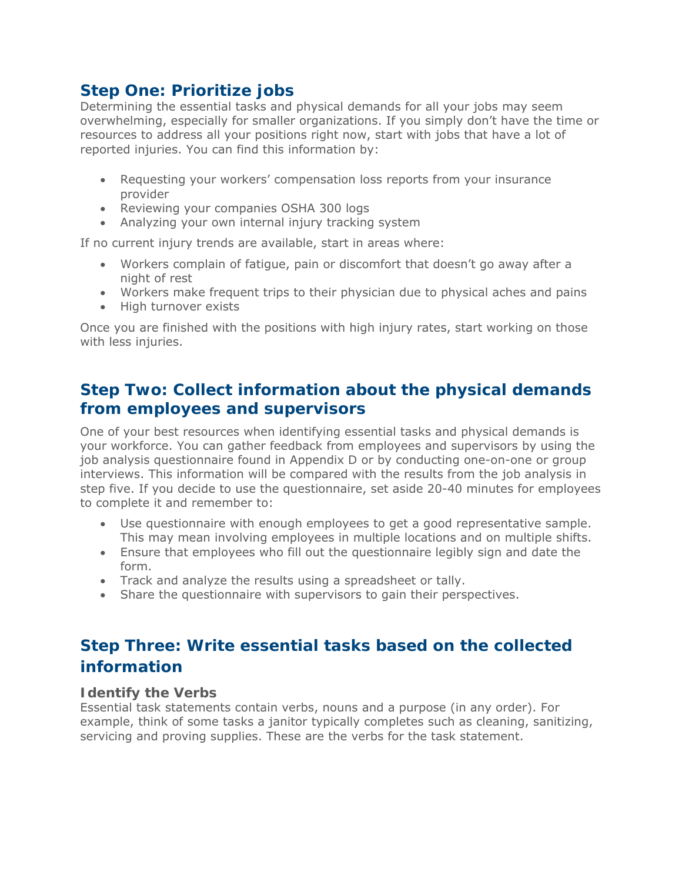## Step One: Prioritize jobs

Determining the essential tasks and physical demands for all your jobs may seem overwhelming, especially for smaller organizations. If you simply don't have the time or resources to address all your positions right now, start with jobs that have a lot of reported injuries. You can find this information by:

- Requesting your workers' compensation loss reports from your insurance provider
- Reviewing your companies OSHA 300 logs
- Analyzing your own internal injury tracking system

If no current injury trends are available, start in areas where:

- Workers complain of fatigue, pain or discomfort that doesn't go away after a night of rest
- Workers make frequent trips to their physician due to physical aches and pains
- High turnover exists

Once you are finished with the positions with high injury rates, start working on those with less injuries.

## Step Two: Collect information about the physical demands from employees and supervisors

One of your best resources when identifying essential tasks and physical demands is your workforce. You can gather feedback from employees and supervisors by using the job analysis questionnaire found in Appendix D or by conducting one-on-one or group interviews. This information will be compared with the results from the job analysis in step five. If you decide to use the questionnaire, set aside 20-40 minutes for employees to complete it and remember to:

- Use questionnaire with enough employees to get a good representative sample. This may mean involving employees in multiple locations and on multiple shifts.
- Ensure that employees who fill out the questionnaire legibly sign and date the form.
- Track and analyze the results using a spreadsheet or tally.
- Share the questionnaire with supervisors to gain their perspectives.

## Step Three: Write essential tasks based on the collected information

### Identify the Verbs

Essential task statements contain verbs, nouns and a purpose (in any order). For example, think of some tasks a janitor typically completes such as cleaning, sanitizing, servicing and proving supplies. These are the verbs for the task statement.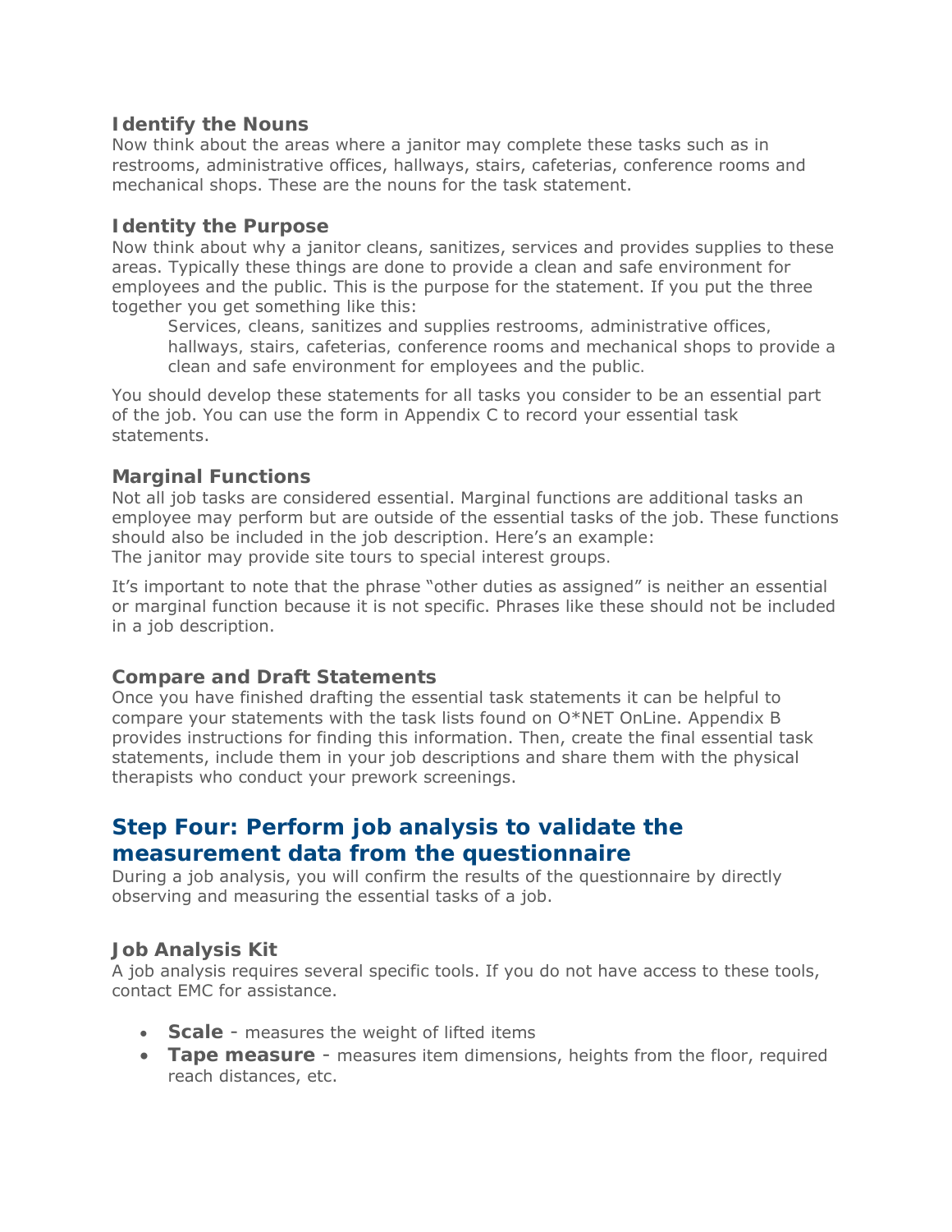### Identify the Nouns

Now think about the areas where a janitor may complete these tasks such as in restrooms, administrative offices, hallways, stairs, cafeterias, conference rooms and mechanical shops. These are the nouns for the task statement.

### Identity the Purpose

Now think about why a janitor cleans, sanitizes, services and provides supplies to these areas. Typically these things are done to provide a clean and safe environment for employees and the public. This is the purpose for the statement. If you put the three together you get something like this:

> Services, cleans, sanitizes and supplies restrooms, administrative offices, hallways, stairs, cafeterias, conference rooms and mechanical shops to provide a clean and safe environment for employees and the public.

You should develop these statements for all tasks you consider to be an essential part of the job. You can use the form in Appendix C to record your essential task statements.

### Marginal Functions

Not all job tasks are considered essential. Marginal functions are additional tasks an employee may perform but are outside of the essential tasks of the job. These functions should also be included in the job description. Here's an example:
The janitor may provide site tours to special interest groups.

It's important to note that the phrase "other duties as assigned" is neither an essential or marginal function because it is not specific. Phrases like these should not be included in a job description.

### Compare and Draft Statements

Once you have finished drafting the essential task statements it can be helpful to compare your statements with the task lists found on O*NET OnLine. Appendix B provides instructions for finding this information. Then, create the final essential task statements, include them in your job descriptions and share them with the physical therapists who conduct your prework screenings.

## Step Four: Perform job analysis to validate the measurement data from the questionnaire

During a job analysis, you will confirm the results of the questionnaire by directly observing and measuring the essential tasks of a job.

### Job Analysis Kit

A job analysis requires several specific tools. If you do not have access to these tools, contact EMC for assistance.

- **Scale** - measures the weight of lifted items
- **Tape measure** - measures item dimensions, heights from the floor, required reach distances, etc.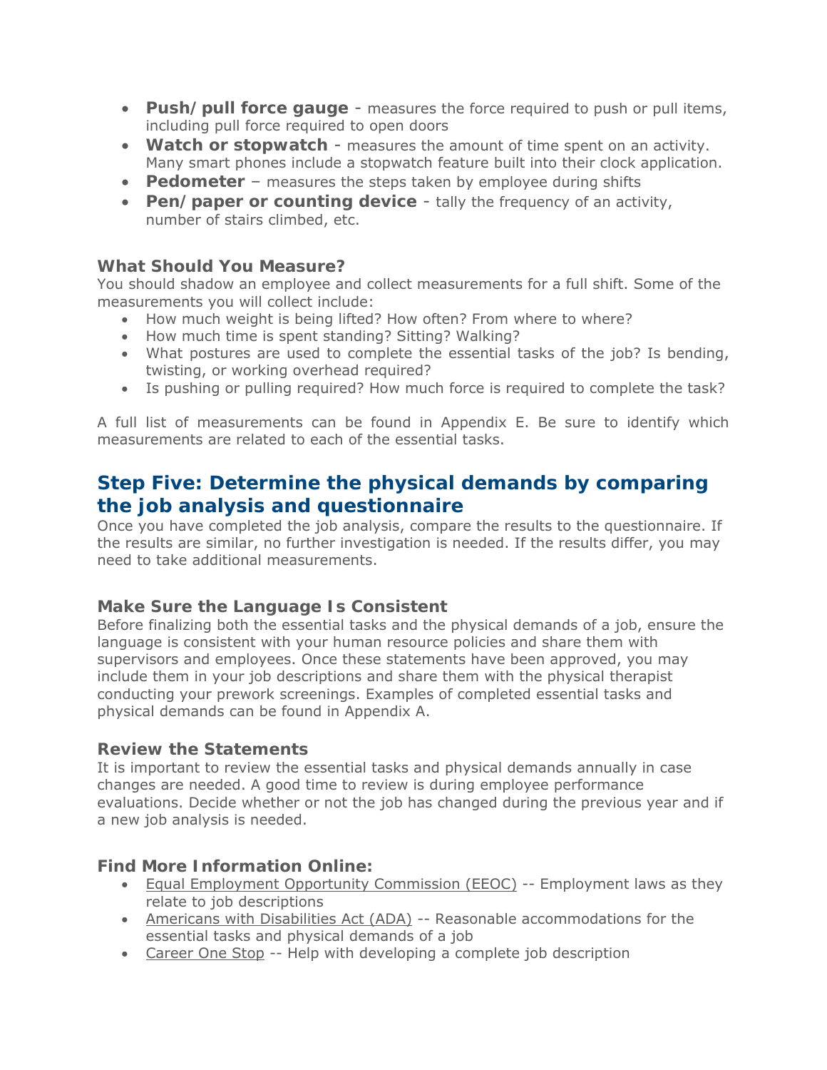- **Push/pull force gauge** - measures the force required to push or pull items, including pull force required to open doors
- **Watch or stopwatch** - measures the amount of time spent on an activity. Many smart phones include a stopwatch feature built into their clock application.
- **Pedometer** – measures the steps taken by employee during shifts
- **Pen/paper or counting device** - tally the frequency of an activity, number of stairs climbed, etc.

### What Should You Measure?

You should shadow an employee and collect measurements for a full shift. Some of the measurements you will collect include:

- How much weight is being lifted? How often? From where to where?
- How much time is spent standing? Sitting? Walking?
- What postures are used to complete the essential tasks of the job? Is bending, twisting, or working overhead required?
- Is pushing or pulling required? How much force is required to complete the task?

A full list of measurements can be found in Appendix E. Be sure to identify which measurements are related to each of the essential tasks.

## Step Five: Determine the physical demands by comparing the job analysis and questionnaire

Once you have completed the job analysis, compare the results to the questionnaire. If the results are similar, no further investigation is needed. If the results differ, you may need to take additional measurements.

### Make Sure the Language Is Consistent

Before finalizing both the essential tasks and the physical demands of a job, ensure the language is consistent with your human resource policies and share them with supervisors and employees. Once these statements have been approved, you may include them in your job descriptions and share them with the physical therapist conducting your prework screenings. Examples of completed essential tasks and physical demands can be found in Appendix A.

### Review the Statements

It is important to review the essential tasks and physical demands annually in case changes are needed. A good time to review is during employee performance evaluations. Decide whether or not the job has changed during the previous year and if a new job analysis is needed.

### Find More Information Online:

- Equal Employment Opportunity Commission (EEOC) -- Employment laws as they relate to job descriptions
- Americans with Disabilities Act (ADA) -- Reasonable accommodations for the essential tasks and physical demands of a job
- Career One Stop -- Help with developing a complete job description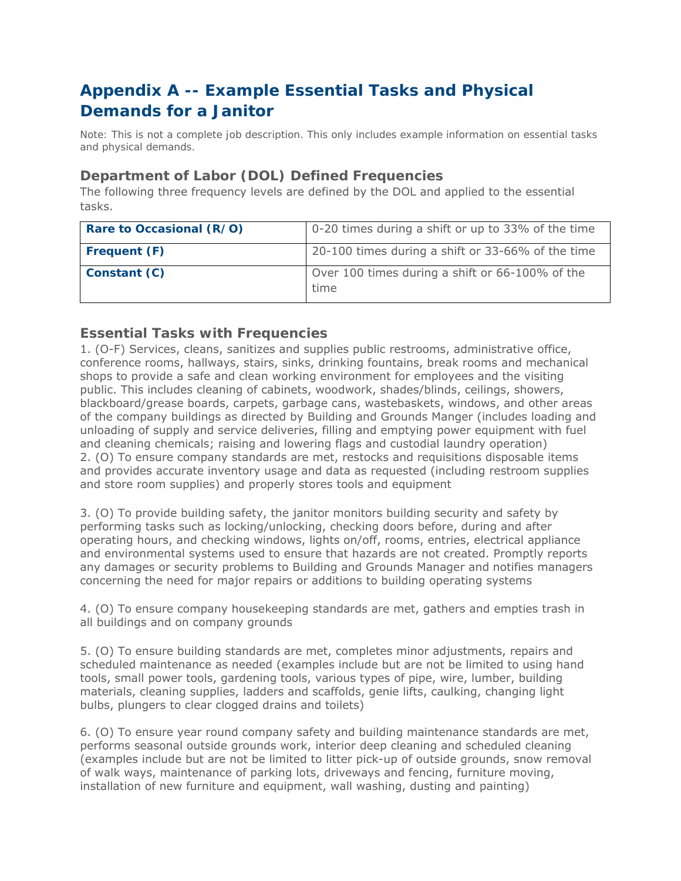# Appendix A -- Example Essential Tasks and Physical Demands for a Janitor

Note: This is not a complete job description. This only includes example information on essential tasks and physical demands.

## Department of Labor (DOL) Defined Frequencies

The following three frequency levels are defined by the DOL and applied to the essential tasks.

| Rare to Occasional (R/O) | 0-20 times during a shift or up to 33% of the time |
|---|---|
| **Frequent (F)** | 20-100 times during a shift or 33-66% of the time |
| **Constant (C)** | Over 100 times during a shift or 66-100% of the time |

## Essential Tasks with Frequencies

1. (O-F) Services, cleans, sanitizes and supplies public restrooms, administrative office, conference rooms, hallways, stairs, sinks, drinking fountains, break rooms and mechanical shops to provide a safe and clean working environment for employees and the visiting public. This includes cleaning of cabinets, woodwork, shades/blinds, ceilings, showers, blackboard/grease boards, carpets, garbage cans, wastebaskets, windows, and other areas of the company buildings as directed by Building and Grounds Manger (includes loading and unloading of supply and service deliveries, filling and emptying power equipment with fuel and cleaning chemicals; raising and lowering flags and custodial laundry operation)

2. (O) To ensure company standards are met, restocks and requisitions disposable items and provides accurate inventory usage and data as requested (including restroom supplies and store room supplies) and properly stores tools and equipment

3. (O) To provide building safety, the janitor monitors building security and safety by performing tasks such as locking/unlocking, checking doors before, during and after operating hours, and checking windows, lights on/off, rooms, entries, electrical appliance and environmental systems used to ensure that hazards are not created. Promptly reports any damages or security problems to Building and Grounds Manager and notifies managers concerning the need for major repairs or additions to building operating systems

4. (O) To ensure company housekeeping standards are met, gathers and empties trash in all buildings and on company grounds

5. (O) To ensure building standards are met, completes minor adjustments, repairs and scheduled maintenance as needed (examples include but are not be limited to using hand tools, small power tools, gardening tools, various types of pipe, wire, lumber, building materials, cleaning supplies, ladders and scaffolds, genie lifts, caulking, changing light bulbs, plungers to clear clogged drains and toilets)

6. (O) To ensure year round company safety and building maintenance standards are met, performs seasonal outside grounds work, interior deep cleaning and scheduled cleaning (examples include but are not be limited to litter pick-up of outside grounds, snow removal of walk ways, maintenance of parking lots, driveways and fencing, furniture moving, installation of new furniture and equipment, wall washing, dusting and painting)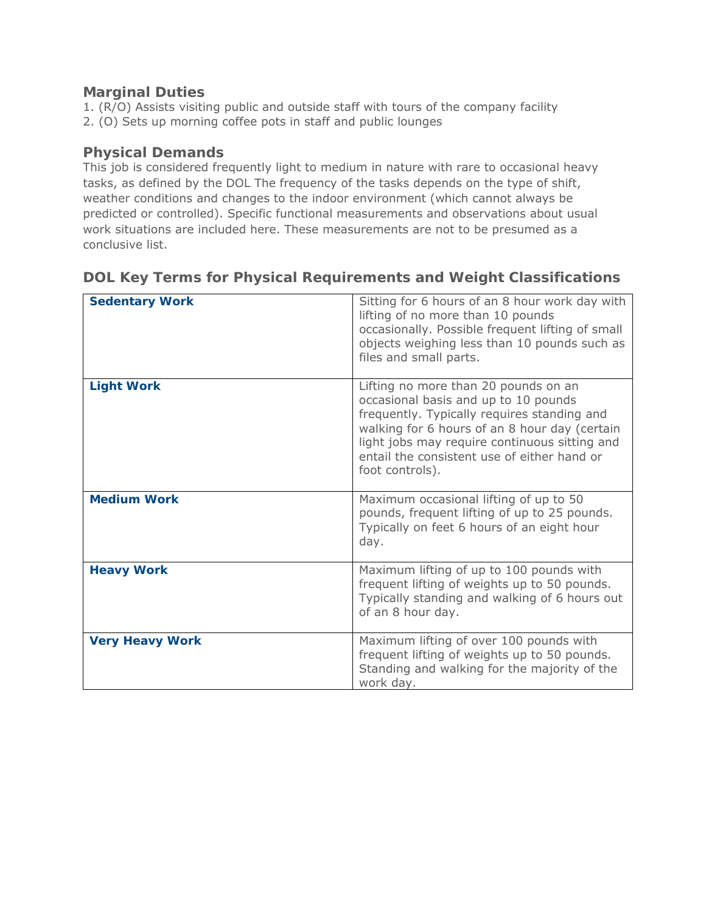## Marginal Duties

1. (R/O) Assists visiting public and outside staff with tours of the company facility
2. (O) Sets up morning coffee pots in staff and public lounges

## Physical Demands

This job is considered frequently light to medium in nature with rare to occasional heavy tasks, as defined by the DOL The frequency of the tasks depends on the type of shift, weather conditions and changes to the indoor environment (which cannot always be predicted or controlled). Specific functional measurements and observations about usual work situations are included here. These measurements are not to be presumed as a conclusive list.

## DOL Key Terms for Physical Requirements and Weight Classifications

| | |
|---|---|
| **Sedentary Work** | Sitting for 6 hours of an 8 hour work day with lifting of no more than 10 pounds occasionally. Possible frequent lifting of small objects weighing less than 10 pounds such as files and small parts. |
| **Light Work** | Lifting no more than 20 pounds on an occasional basis and up to 10 pounds frequently. Typically requires standing and walking for 6 hours of an 8 hour day (certain light jobs may require continuous sitting and entail the consistent use of either hand or foot controls). |
| **Medium Work** | Maximum occasional lifting of up to 50 pounds, frequent lifting of up to 25 pounds. Typically on feet 6 hours of an eight hour day. |
| **Heavy Work** | Maximum lifting of up to 100 pounds with frequent lifting of weights up to 50 pounds. Typically standing and walking of 6 hours out of an 8 hour day. |
| **Very Heavy Work** | Maximum lifting of over 100 pounds with frequent lifting of weights up to 50 pounds. Standing and walking for the majority of the work day. |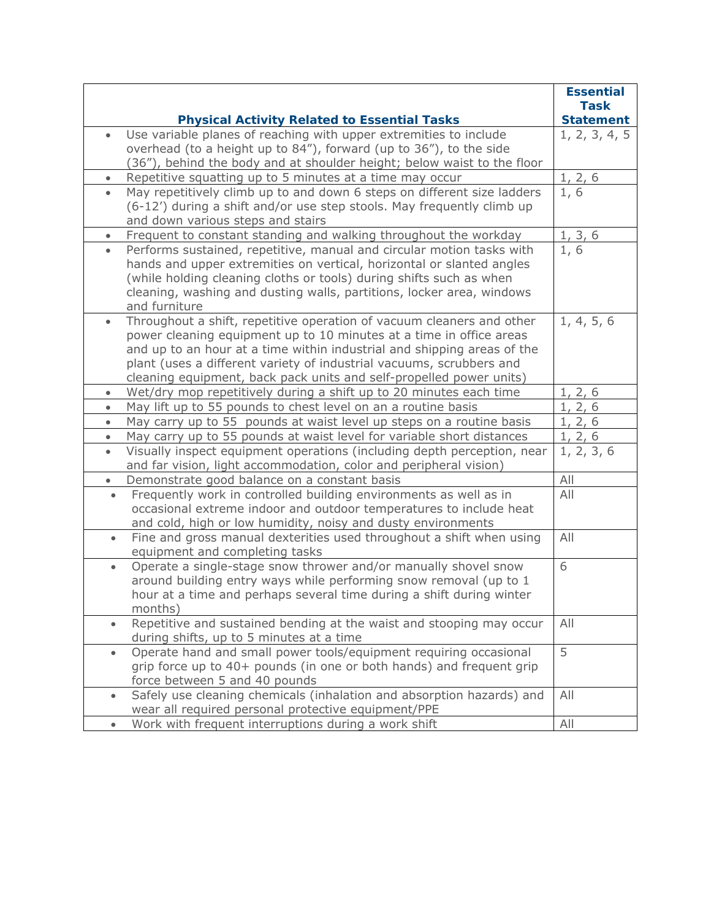| Physical Activity Related to Essential Tasks | Essential Task Statement |
|---|---|
| • Use variable planes of reaching with upper extremities to include overhead (to a height up to 84”), forward (up to 36”), to the side (36”), behind the body and at shoulder height; below waist to the floor | 1, 2, 3, 4, 5 |
| • Repetitive squatting up to 5 minutes at a time may occur | 1, 2, 6 |
| • May repetitively climb up to and down 6 steps on different size ladders (6-12’) during a shift and/or use step stools. May frequently climb up and down various steps and stairs | 1, 6 |
| • Frequent to constant standing and walking throughout the workday | 1, 3, 6 |
| • Performs sustained, repetitive, manual and circular motion tasks with hands and upper extremities on vertical, horizontal or slanted angles (while holding cleaning cloths or tools) during shifts such as when cleaning, washing and dusting walls, partitions, locker area, windows and furniture | 1, 6 |
| • Throughout a shift, repetitive operation of vacuum cleaners and other power cleaning equipment up to 10 minutes at a time in office areas and up to an hour at a time within industrial and shipping areas of the plant (uses a different variety of industrial vacuums, scrubbers and cleaning equipment, back pack units and self-propelled power units) | 1, 4, 5, 6 |
| • Wet/dry mop repetitively during a shift up to 20 minutes each time | 1, 2, 6 |
| • May lift up to 55 pounds to chest level on an a routine basis | 1, 2, 6 |
| • May carry up to 55  pounds at waist level up steps on a routine basis | 1, 2, 6 |
| • May carry up to 55 pounds at waist level for variable short distances | 1, 2, 6 |
| • Visually inspect equipment operations (including depth perception, near and far vision, light accommodation, color and peripheral vision) | 1, 2, 3, 6 |
| • Demonstrate good balance on a constant basis | All |
| • Frequently work in controlled building environments as well as in occasional extreme indoor and outdoor temperatures to include heat and cold, high or low humidity, noisy and dusty environments | All |
| • Fine and gross manual dexterities used throughout a shift when using equipment and completing tasks | All |
| • Operate a single-stage snow thrower and/or manually shovel snow around building entry ways while performing snow removal (up to 1 hour at a time and perhaps several time during a shift during winter months) | 6 |
| • Repetitive and sustained bending at the waist and stooping may occur during shifts, up to 5 minutes at a time | All |
| • Operate hand and small power tools/equipment requiring occasional grip force up to 40+ pounds (in one or both hands) and frequent grip force between 5 and 40 pounds | 5 |
| • Safely use cleaning chemicals (inhalation and absorption hazards) and wear all required personal protective equipment/PPE | All |
| • Work with frequent interruptions during a work shift | All |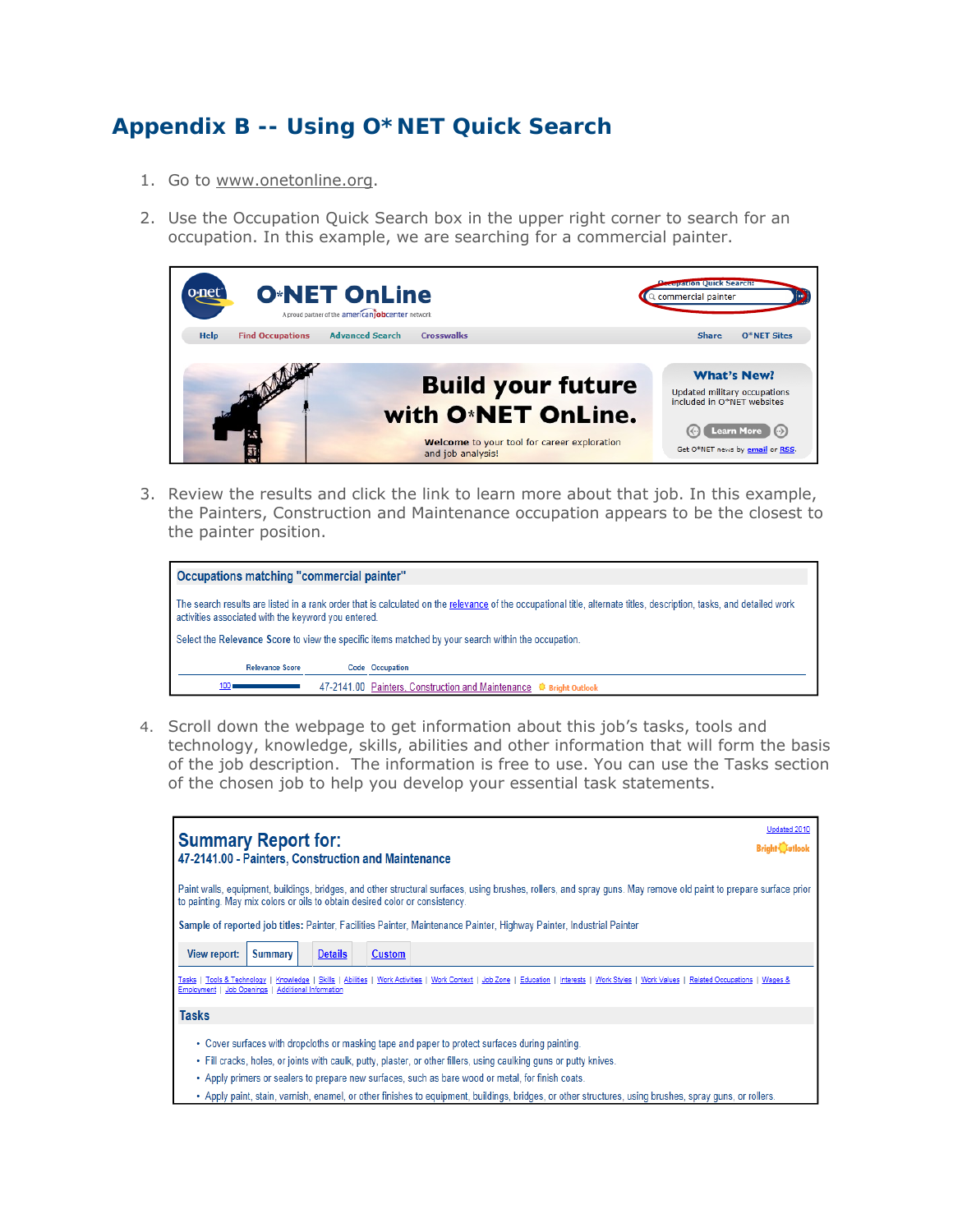# Appendix B -- Using O* NET Quick Search

1. Go to www.onetonline.org.

2. Use the Occupation Quick Search box in the upper right corner to search for an occupation. In this example, we are searching for a commercial painter.

3. Review the results and click the link to learn more about that job. In this example, the Painters, Construction and Maintenance occupation appears to be the closest to the painter position.

4. Scroll down the webpage to get information about this job's tasks, tools and technology, knowledge, skills, abilities and other information that will form the basis of the job description. The information is free to use. You can use the Tasks section of the chosen job to help you develop your essential task statements.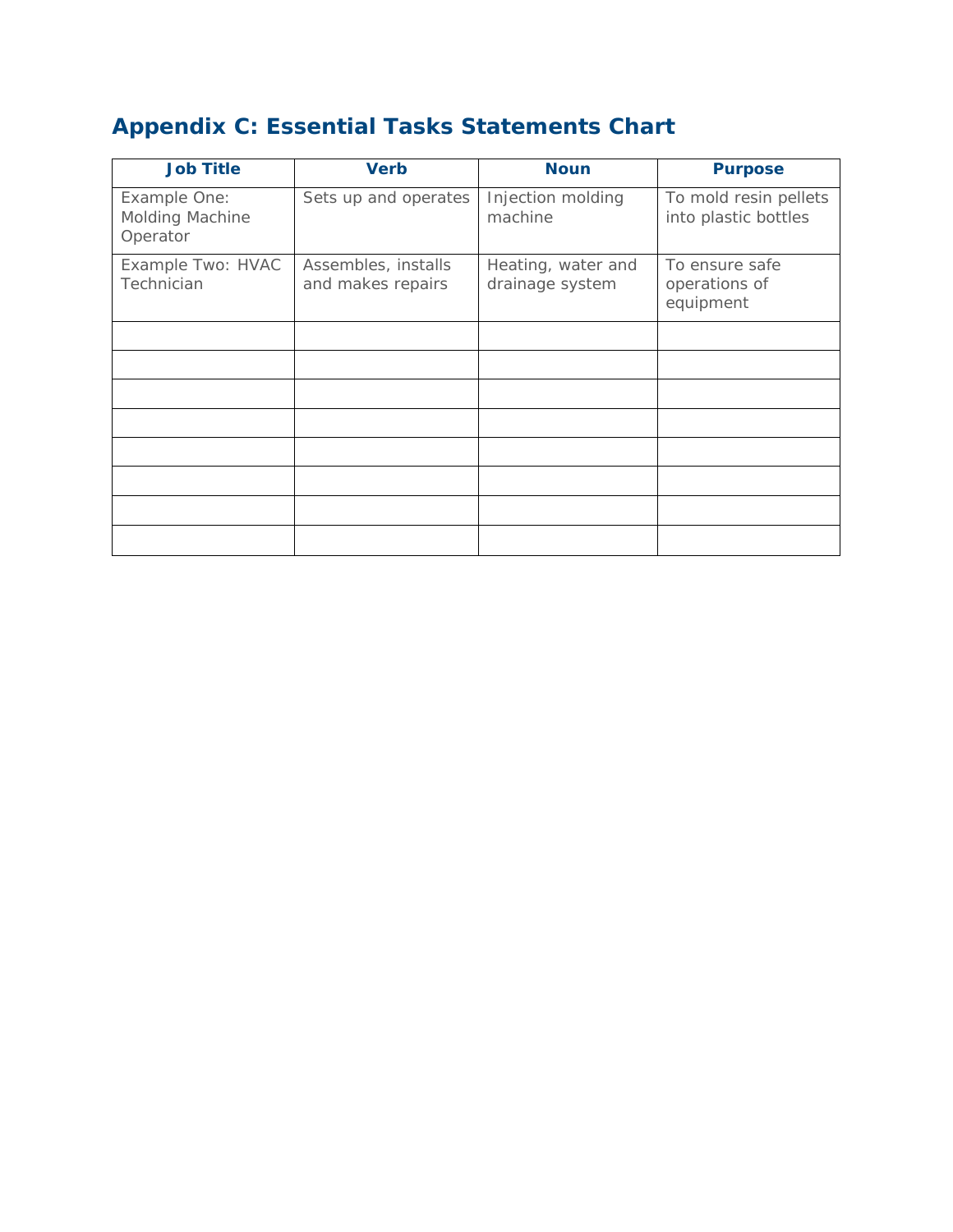# Appendix C: Essential Tasks Statements Chart

| Job Title | Verb | Noun | Purpose |
|---|---|---|---|
| Example One: Molding Machine Operator | Sets up and operates | Injection molding machine | To mold resin pellets into plastic bottles |
| Example Two: HVAC Technician | Assembles, installs and makes repairs | Heating, water and drainage system | To ensure safe operations of equipment |
| | | | |
| | | | |
| | | | |
| | | | |
| | | | |
| | | | |
| | | | |
| | | | |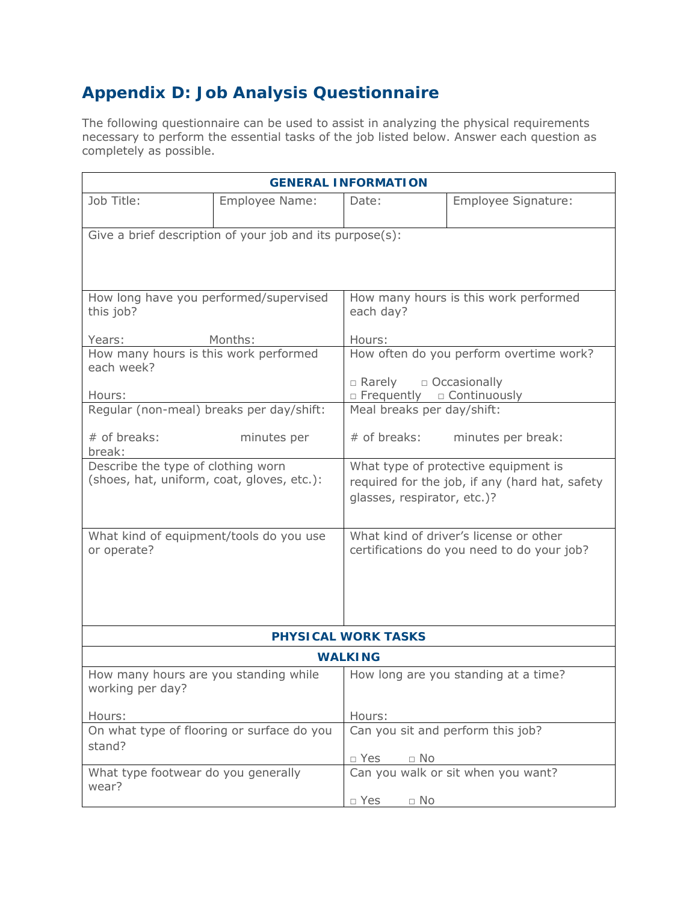## Appendix D: Job Analysis Questionnaire

The following questionnaire can be used to assist in analyzing the physical requirements necessary to perform the essential tasks of the job listed below. Answer each question as completely as possible.

| **GENERAL INFORMATION** | | | |
|---|---|---|---|
| Job Title: | Employee Name: | Date: | Employee Signature: |
| Give a brief description of your job and its purpose(s): | | | |
| How long have you performed/supervised this job?<br><br>Years: Months: | | How many hours is this work performed each day?<br><br>Hours: | |
| How many hours is this work performed each week?<br><br>Hours: | | How often do you perform overtime work?<br><br>□ Rarely □ Occasionally<br>□ Frequently □ Continuously | |
| Regular (non-meal) breaks per day/shift:<br><br># of breaks: minutes per break: | | Meal breaks per day/shift:<br><br># of breaks: minutes per break: | |
| Describe the type of clothing worn (shoes, hat, uniform, coat, gloves, etc.): | | What type of protective equipment is required for the job, if any (hard hat, safety glasses, respirator, etc.)? | |
| What kind of equipment/tools do you use or operate? | | What kind of driver's license or other certifications do you need to do your job? | |
| **PHYSICAL WORK TASKS** | | | |
| **WALKING** | | | |
| How many hours are you standing while working per day?<br><br>Hours: | | How long are you standing at a time?<br><br>Hours: | |
| On what type of flooring or surface do you stand? | | Can you sit and perform this job?<br><br>□ Yes □ No | |
| What type footwear do you generally wear? | | Can you walk or sit when you want?<br><br>□ Yes □ No | |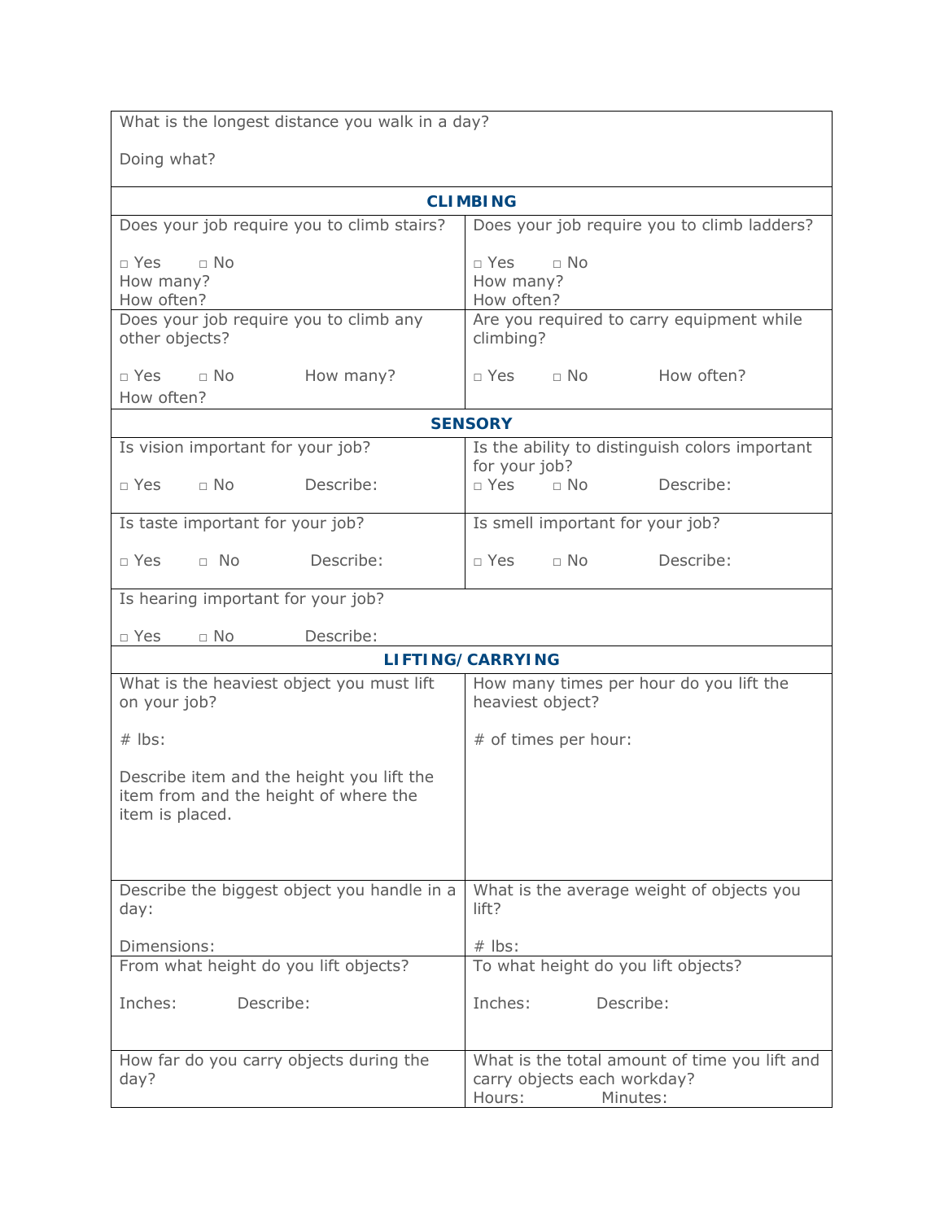What is the longest distance you walk in a day?

Doing what?

## CLIMBING

| Does your job require you to climb stairs? | Does your job require you to climb ladders? |
|---|---|
| □ Yes □ No<br>How many?<br>How often? | □ Yes □ No<br>How many?<br>How often? |
| Does your job require you to climb any other objects?<br>□ Yes □ No How many?<br>How often? | Are you required to carry equipment while climbing?<br>□ Yes □ No How often? |

## SENSORY

| Is vision important for your job? | Is the ability to distinguish colors important for your job? |
|---|---|
| □ Yes □ No Describe: | □ Yes □ No Describe: |
| Is taste important for your job?<br>□ Yes □ No Describe: | Is smell important for your job?<br>□ Yes □ No Describe: |
| Is hearing important for your job?<br>□ Yes □ No Describe: | |

## LIFTING/CARRYING

| What is the heaviest object you must lift on your job? | How many times per hour do you lift the heaviest object? |
|---|---|
| # lbs:<br>Describe item and the height you lift the item from and the height of where the item is placed. | # of times per hour: |
| Describe the biggest object you handle in a day:<br>Dimensions: | What is the average weight of objects you lift?<br># lbs: |
| From what height do you lift objects?<br>Inches: Describe: | To what height do you lift objects?<br>Inches: Describe: |
| How far do you carry objects during the day? | What is the total amount of time you lift and carry objects each workday?<br>Hours: Minutes: |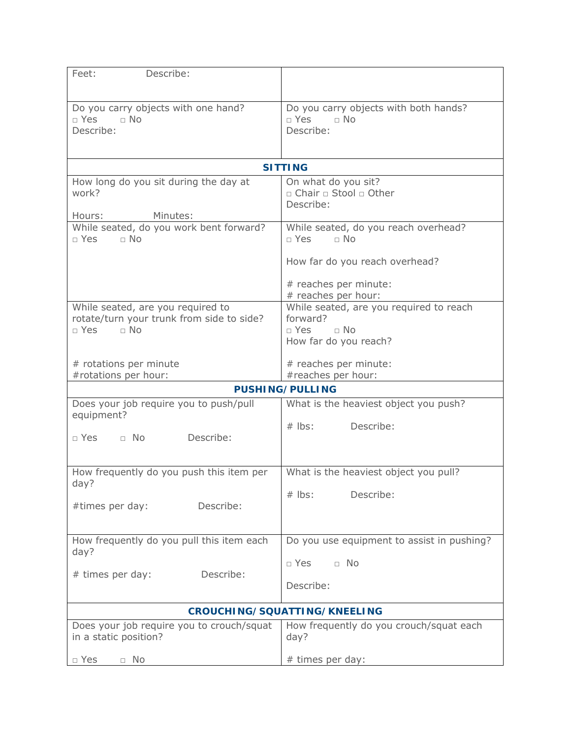| Feet: Describe: | |
|---|---|
| Do you carry objects with one hand?<br>□ Yes □ No<br>Describe: | Do you carry objects with both hands?<br>□ Yes □ No<br>Describe: |
| **SITTING** | |
| How long do you sit during the day at work?<br><br>Hours: Minutes: | On what do you sit?<br>□ Chair □ Stool □ Other<br>Describe: |
| While seated, do you work bent forward?<br>□ Yes □ No | While seated, do you reach overhead?<br>□ Yes □ No<br><br>How far do you reach overhead?<br><br># reaches per minute:<br># reaches per hour: |
| While seated, are you required to rotate/turn your trunk from side to side?<br>□ Yes □ No<br><br># rotations per minute<br>#rotations per hour: | While seated, are you required to reach forward?<br>□ Yes □ No<br>How far do you reach?<br><br># reaches per minute:<br>#reaches per hour: |
| **PUSHING/PULLING** | |
| Does your job require you to push/pull equipment?<br><br>□ Yes □ No Describe: | What is the heaviest object you push?<br><br># lbs: Describe: |
| How frequently do you push this item per day?<br><br>#times per day: Describe: | What is the heaviest object you pull?<br><br># lbs: Describe: |
| How frequently do you pull this item each day?<br><br># times per day: Describe: | Do you use equipment to assist in pushing?<br><br>□ Yes □ No<br><br>Describe: |
| **CROUCHING/SQUATTING/KNEELING** | |
| Does your job require you to crouch/squat in a static position?<br><br>□ Yes □ No | How frequently do you crouch/squat each day?<br><br># times per day: |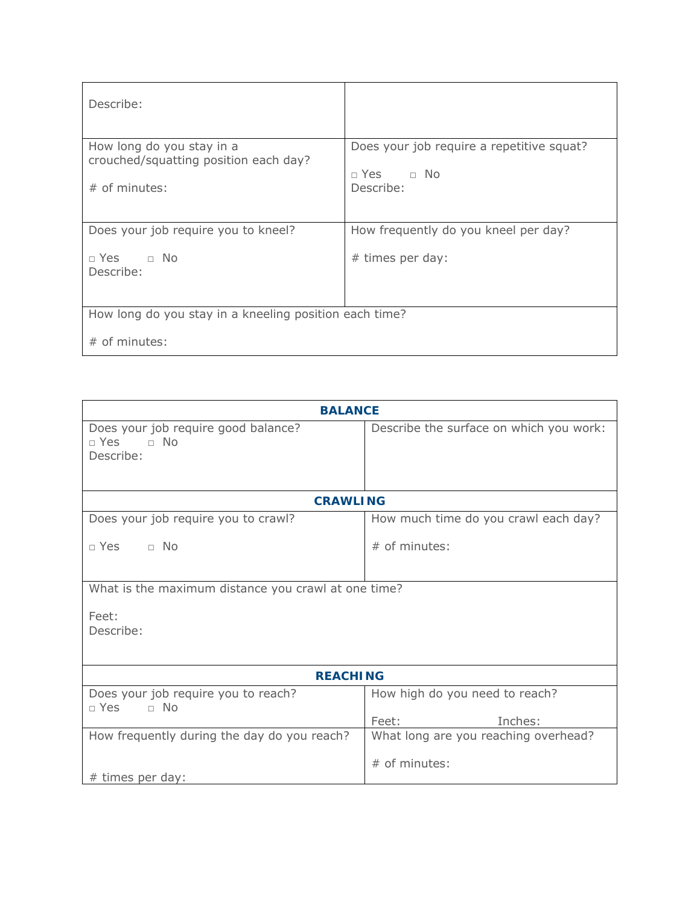| Describe: | |
|---|---|
| How long do you stay in a crouched/squatting position each day?<br><br># of minutes: | Does your job require a repetitive squat?<br><br>□ Yes □ No<br>Describe: |
| Does your job require you to kneel?<br><br>□ Yes □ No<br>Describe: | How frequently do you kneel per day?<br><br># times per day: |
| How long do you stay in a kneeling position each time?<br><br># of minutes: | |

| **BALANCE** | |
|---|---|
| Does your job require good balance?<br>□ Yes □ No<br>Describe: | Describe the surface on which you work: |
| **CRAWLING** | |
| Does your job require you to crawl?<br><br>□ Yes □ No | How much time do you crawl each day?<br><br># of minutes: |
| What is the maximum distance you crawl at one time?<br><br>Feet:<br>Describe: | |
| **REACHING** | |
| Does your job require you to reach?<br>□ Yes □ No | How high do you need to reach?<br><br>Feet: Inches: |
| How frequently during the day do you reach?<br><br># times per day: | What long are you reaching overhead?<br><br># of minutes: |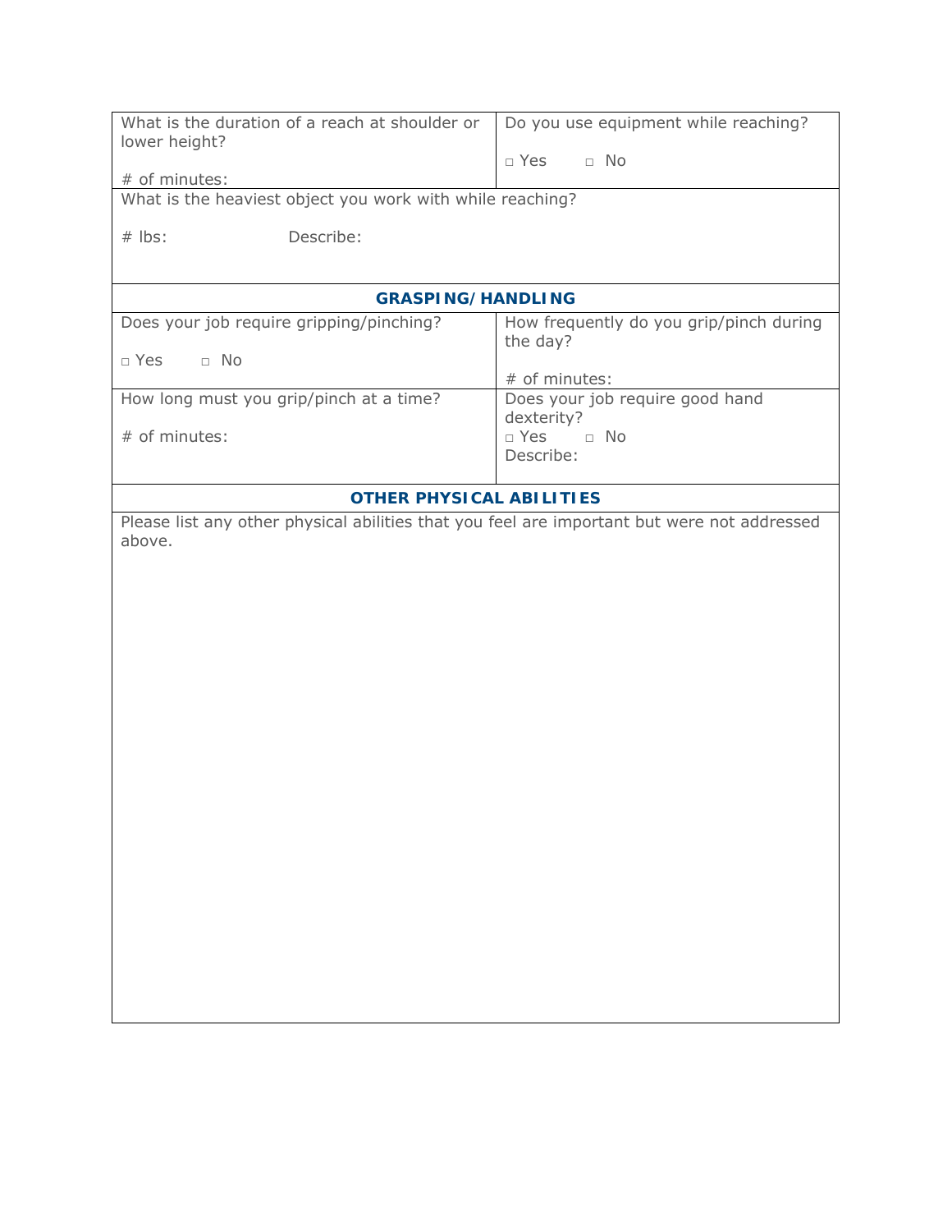| What is the duration of a reach at shoulder or lower height?<br><br># of minutes: | Do you use equipment while reaching?<br><br>□ Yes □ No |
| --- | --- |
| What is the heaviest object you work with while reaching?<br><br># lbs: Describe: | |

## GRASPING/HANDLING

| Does your job require gripping/pinching?<br><br>□ Yes □ No | How frequently do you grip/pinch during the day?<br><br># of minutes: |
| --- | --- |
| How long must you grip/pinch at a time?<br><br># of minutes: | Does your job require good hand dexterity?<br>□ Yes □ No<br>Describe: |

## OTHER PHYSICAL ABILITIES

Please list any other physical abilities that you feel are important but were not addressed above.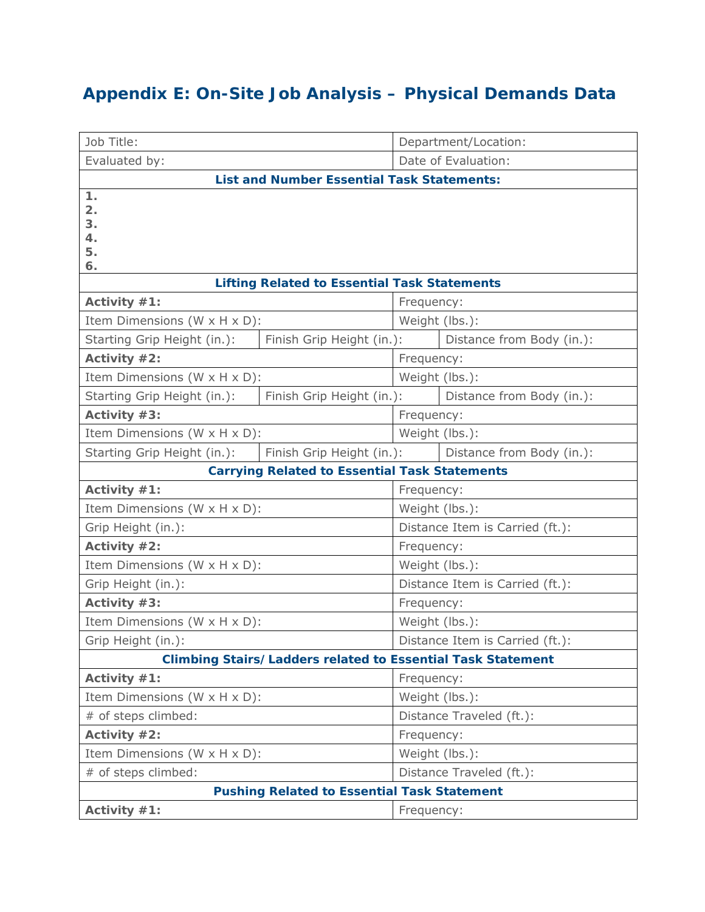# Appendix E: On-Site Job Analysis – Physical Demands Data

| Job Title: | | Department/Location: | |
|---|---|---|---|
| Evaluated by: | | Date of Evaluation: | |
| **List and Number Essential Task Statements:** | | | |
| **1.**<br>**2.**<br>**3.**<br>**4.**<br>**5.**<br>**6.** | | | |
| **Lifting Related to Essential Task Statements** | | | |
| **Activity #1:** | | Frequency: | |
| Item Dimensions (W x H x D): | | Weight (lbs.): | |
| Starting Grip Height (in.): | Finish Grip Height (in.): | | Distance from Body (in.): |
| **Activity #2:** | | Frequency: | |
| Item Dimensions (W x H x D): | | Weight (lbs.): | |
| Starting Grip Height (in.): | Finish Grip Height (in.): | | Distance from Body (in.): |
| **Activity #3:** | | Frequency: | |
| Item Dimensions (W x H x D): | | Weight (lbs.): | |
| Starting Grip Height (in.): | Finish Grip Height (in.): | | Distance from Body (in.): |
| **Carrying Related to Essential Task Statements** | | | |
| **Activity #1:** | | Frequency: | |
| Item Dimensions (W x H x D): | | Weight (lbs.): | |
| Grip Height (in.): | | Distance Item is Carried (ft.): | |
| **Activity #2:** | | Frequency: | |
| Item Dimensions (W x H x D): | | Weight (lbs.): | |
| Grip Height (in.): | | Distance Item is Carried (ft.): | |
| **Activity #3:** | | Frequency: | |
| Item Dimensions (W x H x D): | | Weight (lbs.): | |
| Grip Height (in.): | | Distance Item is Carried (ft.): | |
| **Climbing Stairs/ Ladders related to Essential Task Statement** | | | |
| **Activity #1:** | | Frequency: | |
| Item Dimensions (W x H x D): | | Weight (lbs.): | |
| # of steps climbed: | | Distance Traveled (ft.): | |
| **Activity #2:** | | Frequency: | |
| Item Dimensions (W x H x D): | | Weight (lbs.): | |
| # of steps climbed: | | Distance Traveled (ft.): | |
| **Pushing Related to Essential Task Statement** | | | |
| **Activity #1:** | | Frequency: | |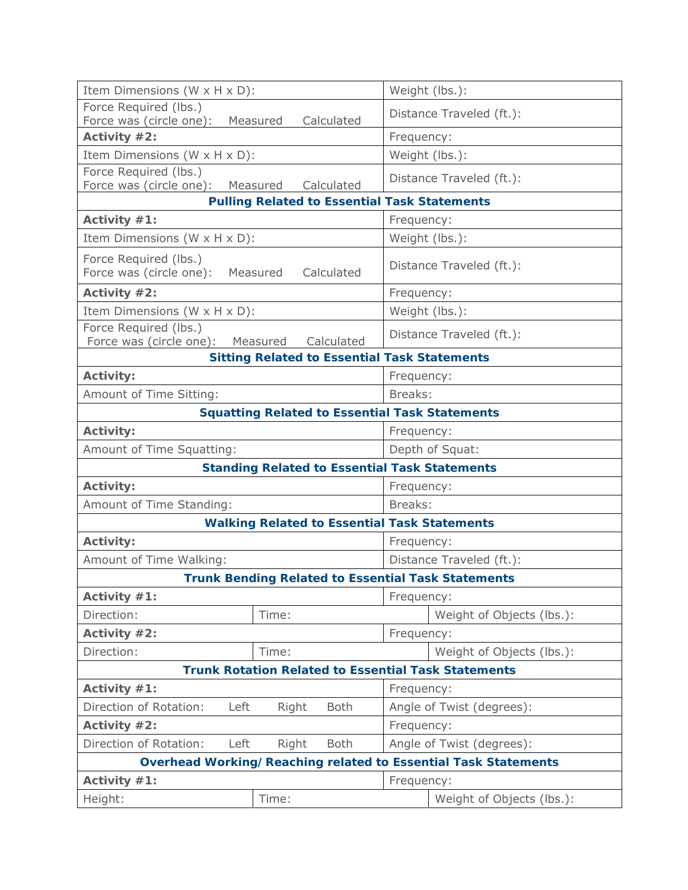| | |
|---|---|
| Item Dimensions (W x H x D): | Weight (lbs.): |
| Force Required (lbs.)<br>Force was (circle one): Measured Calculated | Distance Traveled (ft.): |
| **Activity #2:** | Frequency: |
| Item Dimensions (W x H x D): | Weight (lbs.): |
| Force Required (lbs.)<br>Force was (circle one): Measured Calculated | Distance Traveled (ft.): |
| **Pulling Related to Essential Task Statements** | |
| **Activity #1:** | Frequency: |
| Item Dimensions (W x H x D): | Weight (lbs.): |
| Force Required (lbs.)<br>Force was (circle one): Measured Calculated | Distance Traveled (ft.): |
| **Activity #2:** | Frequency: |
| Item Dimensions (W x H x D): | Weight (lbs.): |
| Force Required (lbs.)<br>Force was (circle one): Measured Calculated | Distance Traveled (ft.): |
| **Sitting Related to Essential Task Statements** | |
| **Activity:** | Frequency: |
| Amount of Time Sitting: | Breaks: |
| **Squatting Related to Essential Task Statements** | |
| **Activity:** | Frequency: |
| Amount of Time Squatting: | Depth of Squat: |
| **Standing Related to Essential Task Statements** | |
| **Activity:** | Frequency: |
| Amount of Time Standing: | Breaks: |
| **Walking Related to Essential Task Statements** | |
| **Activity:** | Frequency: |
| Amount of Time Walking: | Distance Traveled (ft.): |

| | | |
|---|---|---|
| **Trunk Bending Related to Essential Task Statements** | | |
| **Activity #1:** | | Frequency: |
| Direction: | Time: | Weight of Objects (lbs.): |
| **Activity #2:** | | Frequency: |
| Direction: | Time: | Weight of Objects (lbs.): |

| | |
|---|---|
| **Trunk Rotation Related to Essential Task Statements** | |
| **Activity #1:** | Frequency: |
| Direction of Rotation: Left Right Both | Angle of Twist (degrees): |
| **Activity #2:** | Frequency: |
| Direction of Rotation: Left Right Both | Angle of Twist (degrees): |

| | | |
|---|---|---|
| **Overhead Working/Reaching related to Essential Task Statements** | | |
| **Activity #1:** | | Frequency: |
| Height: | Time: | Weight of Objects (lbs.): |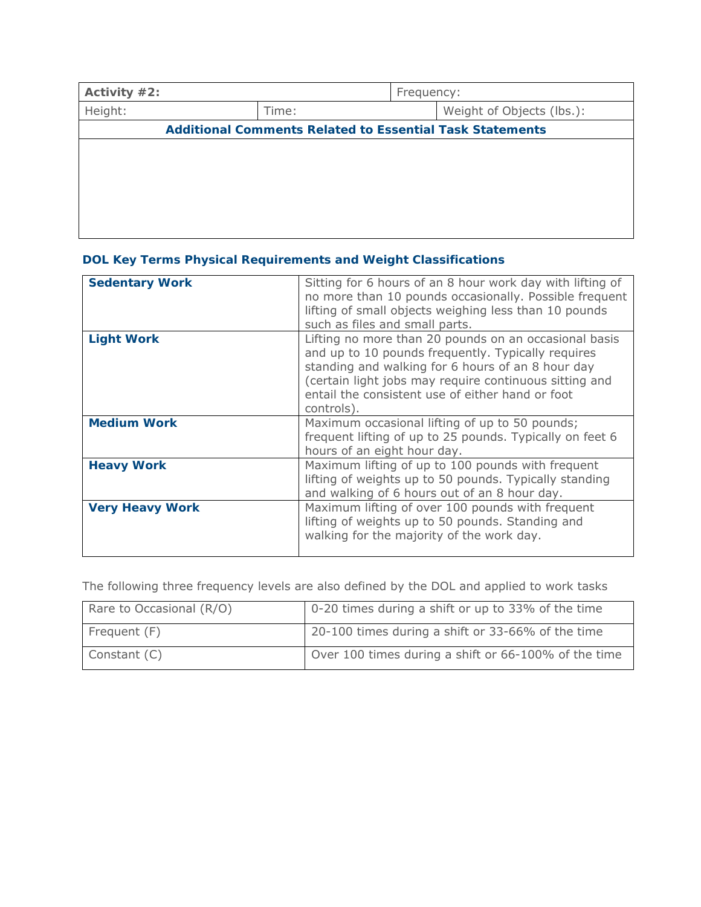| **Activity #2:** | | Frequency: |
|---|---|---|
| Height: | Time: | Weight of Objects (lbs.): |
| **Additional Comments Related to Essential Task Statements** | | |
| | | |

### DOL Key Terms Physical Requirements and Weight Classifications

| | |
|---|---|
| **Sedentary Work** | Sitting for 6 hours of an 8 hour work day with lifting of no more than 10 pounds occasionally. Possible frequent lifting of small objects weighing less than 10 pounds such as files and small parts. |
| **Light Work** | Lifting no more than 20 pounds on an occasional basis and up to 10 pounds frequently. Typically requires standing and walking for 6 hours of an 8 hour day (certain light jobs may require continuous sitting and entail the consistent use of either hand or foot controls). |
| **Medium Work** | Maximum occasional lifting of up to 50 pounds; frequent lifting of up to 25 pounds. Typically on feet 6 hours of an eight hour day. |
| **Heavy Work** | Maximum lifting of up to 100 pounds with frequent lifting of weights up to 50 pounds. Typically standing and walking of 6 hours out of an 8 hour day. |
| **Very Heavy Work** | Maximum lifting of over 100 pounds with frequent lifting of weights up to 50 pounds. Standing and walking for the majority of the work day. |

The following three frequency levels are also defined by the DOL and applied to work tasks

| | |
|---|---|
| Rare to Occasional (R/O) | 0-20 times during a shift or up to 33% of the time |
| Frequent (F) | 20-100 times during a shift or 33-66% of the time |
| Constant (C) | Over 100 times during a shift or 66-100% of the time |